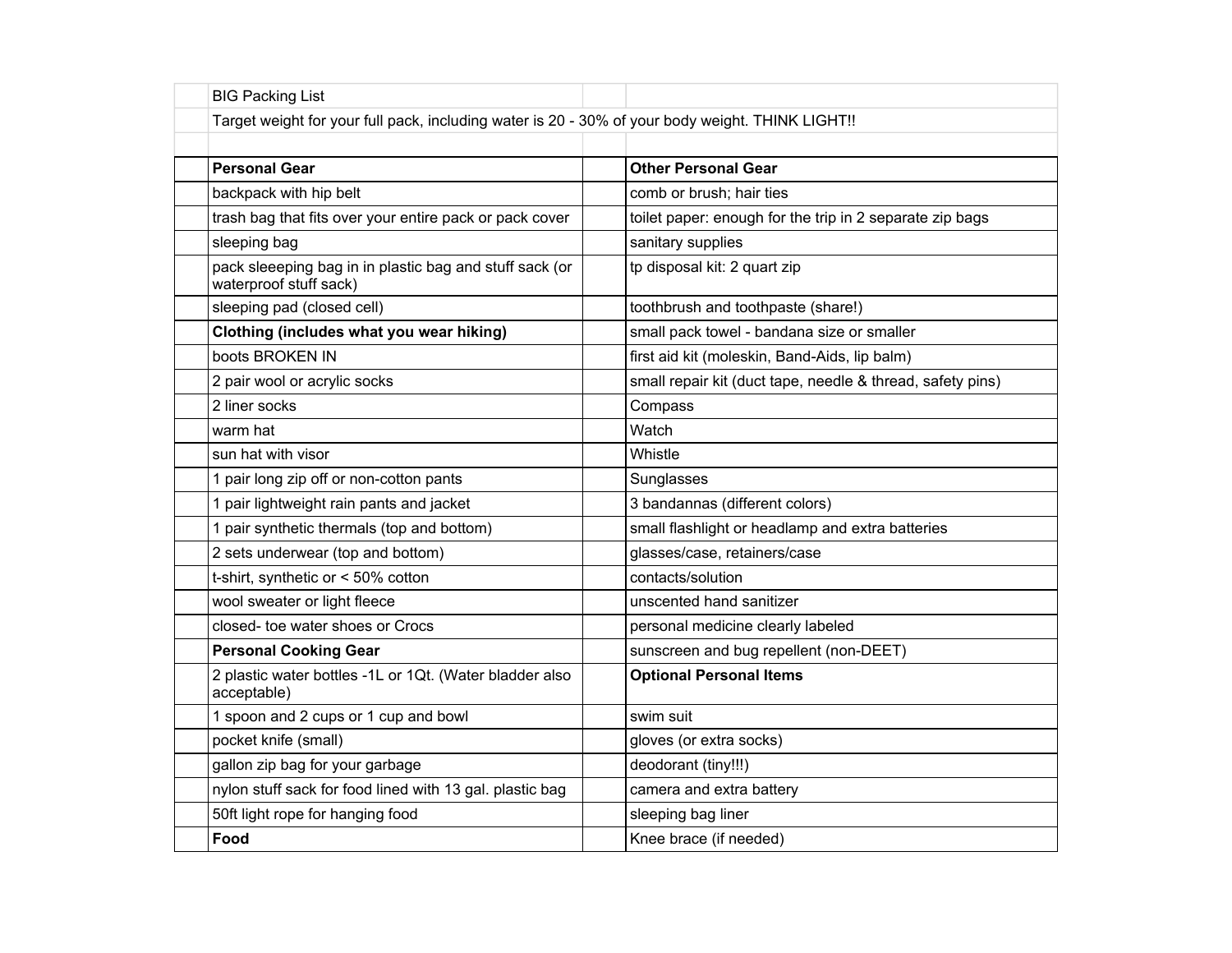# BIG Packing List

Target weight for your full pack, including water is 20 - 30% of your body weight. THINK LIGHT!!

| **Personal Gear** | **Other Personal Gear** |
|---|---|
| backpack with hip belt | comb or brush; hair ties |
| trash bag that fits over your entire pack or pack cover | toilet paper: enough for the trip in 2 separate zip bags |
| sleeping bag | sanitary supplies |
| pack sleeeping bag in in plastic bag and stuff sack (or waterproof stuff sack) | tp disposal kit: 2 quart zip |
| sleeping pad (closed cell) | toothbrush and toothpaste (share!) |
| **Clothing (includes what you wear hiking)** | small pack towel - bandana size or smaller |
| boots BROKEN IN | first aid kit (moleskin, Band-Aids, lip balm) |
| 2 pair wool or acrylic socks | small repair kit (duct tape, needle & thread, safety pins) |
| 2 liner socks | Compass |
| warm hat | Watch |
| sun hat with visor | Whistle |
| 1 pair long zip off or non-cotton pants | Sunglasses |
| 1 pair lightweight rain pants and jacket | 3 bandannas (different colors) |
| 1 pair synthetic thermals (top and bottom) | small flashlight or headlamp and extra batteries |
| 2 sets underwear (top and bottom) | glasses/case, retainers/case |
| t-shirt, synthetic or < 50% cotton | contacts/solution |
| wool sweater or light fleece | unscented hand sanitizer |
| closed- toe water shoes or Crocs | personal medicine clearly labeled |
| **Personal Cooking Gear** | sunscreen and bug repellent (non-DEET) |
| 2 plastic water bottles -1L or 1Qt. (Water bladder also acceptable) | **Optional Personal Items** |
| 1 spoon and 2 cups or 1 cup and bowl | swim suit |
| pocket knife (small) | gloves (or extra socks) |
| gallon zip bag for your garbage | deodorant (tiny!!!) |
| nylon stuff sack for food lined with 13 gal. plastic bag | camera and extra battery |
| 50ft light rope for hanging food | sleeping bag liner |
| **Food** | Knee brace (if needed) |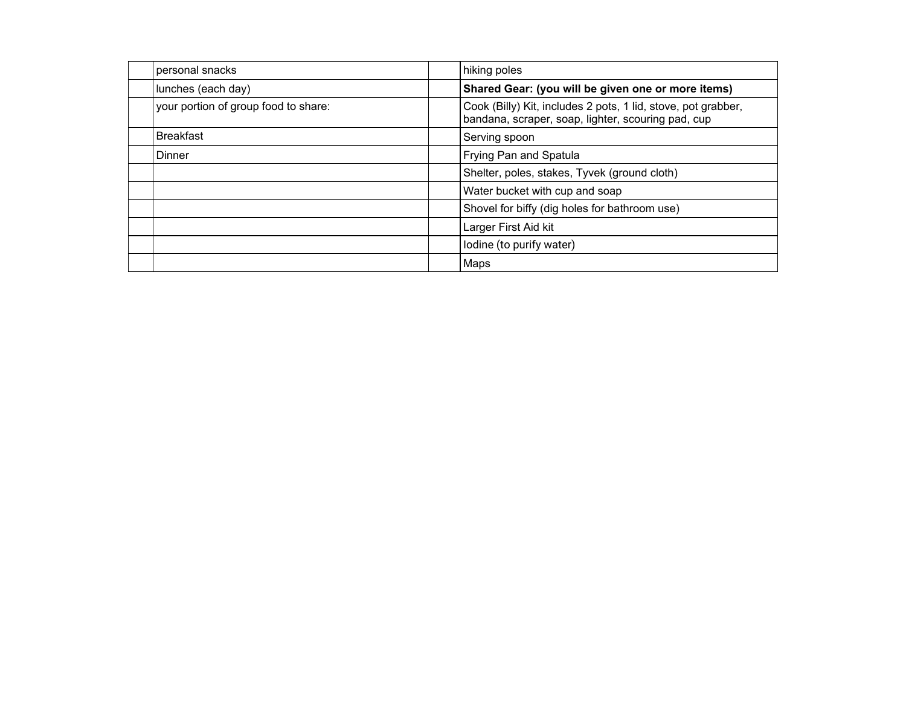| | | | |
|---|---|---|---|
| | personal snacks | | hiking poles |
| | lunches (each day) | | **Shared Gear: (you will be given one or more items)** |
| | your portion of group food to share: | | Cook (Billy) Kit, includes 2 pots, 1 lid, stove, pot grabber, bandana, scraper, soap, lighter, scouring pad, cup |
| | Breakfast | | Serving spoon |
| | Dinner | | Frying Pan and Spatula |
| | | | Shelter, poles, stakes, Tyvek (ground cloth) |
| | | | Water bucket with cup and soap |
| | | | Shovel for biffy (dig holes for bathroom use) |
| | | | Larger First Aid kit |
| | | | Iodine (to purify water) |
| | | | Maps |